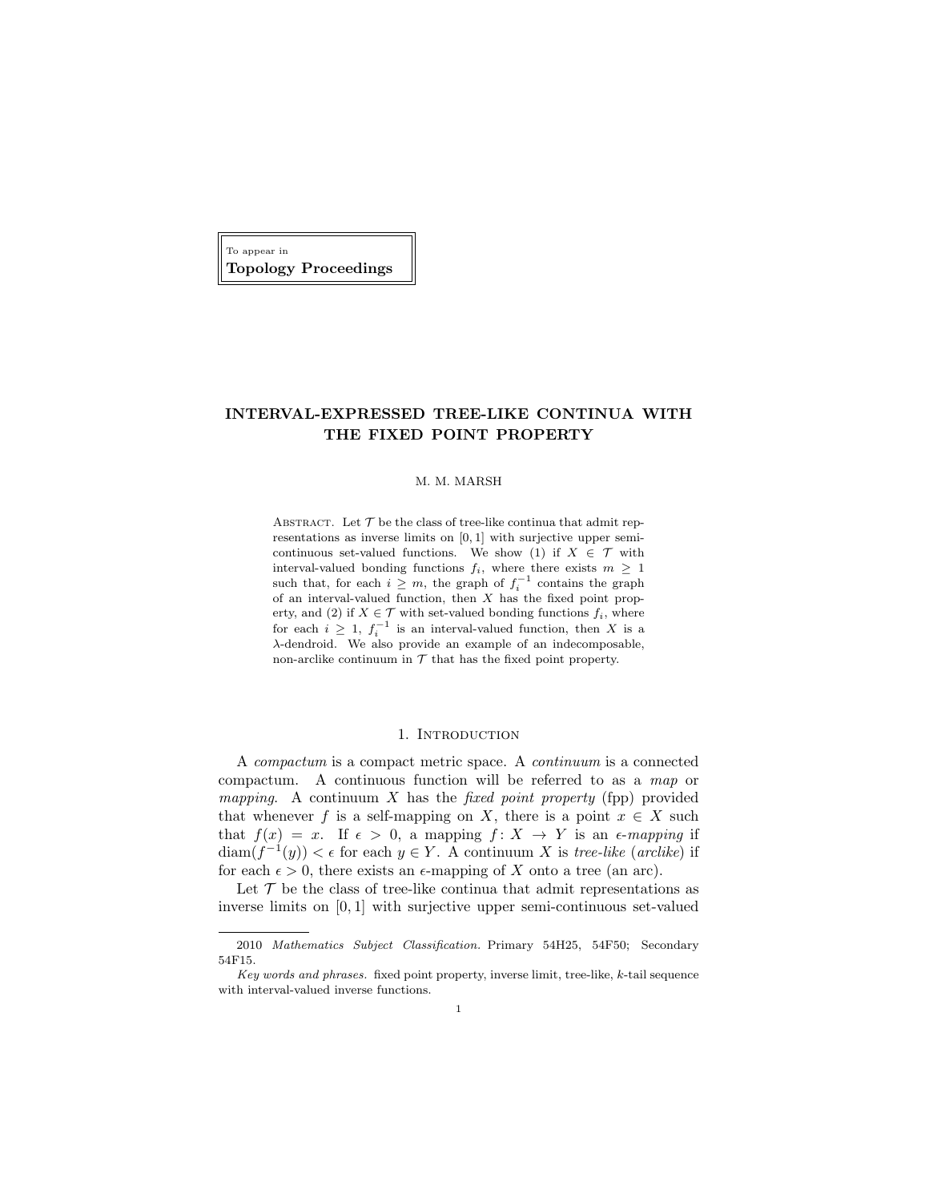To appear in
**Topology Proceedings**

# INTERVAL-EXPRESSED TREE-LIKE CONTINUA WITH THE FIXED POINT PROPERTY

M. M. MARSH

Abstract. Let $\mathcal{T}$ be the class of tree-like continua that admit representations as inverse limits on $[0,1]$ with surjective upper semi-continuous set-valued functions. We show (1) if $X \in \mathcal{T}$ with interval-valued bonding functions $f_i$, where there exists $m \geq 1$ such that, for each $i \geq m$, the graph of $f_i^{-1}$ contains the graph of an interval-valued function, then $X$ has the fixed point property, and (2) if $X \in \mathcal{T}$ with set-valued bonding functions $f_i$, where for each $i \geq 1$, $f_i^{-1}$ is an interval-valued function, then $X$ is a $\lambda$-dendroid. We also provide an example of an indecomposable, non-arclike continuum in $\mathcal{T}$ that has the fixed point property.

## 1. Introduction

A *compactum* is a compact metric space. A *continuum* is a connected compactum. A continuous function will be referred to as a *map* or *mapping*. A continuum $X$ has the *fixed point property* (fpp) provided that whenever $f$ is a self-mapping on $X$, there is a point $x \in X$ such that $f(x) = x$. If $\epsilon > 0$, a mapping $f\colon X \to Y$ is an $\epsilon$-*mapping* if $\operatorname{diam}(f^{-1}(y)) < \epsilon$ for each $y \in Y$. A continuum $X$ is *tree-like* (*arclike*) if for each $\epsilon > 0$, there exists an $\epsilon$-mapping of $X$ onto a tree (an arc).

Let $\mathcal{T}$ be the class of tree-like continua that admit representations as inverse limits on $[0,1]$ with surjective upper semi-continuous set-valued

---

2010 *Mathematics Subject Classification.* Primary 54H25, 54F50; Secondary 54F15.

*Key words and phrases.* fixed point property, inverse limit, tree-like, $k$-tail sequence with interval-valued inverse functions.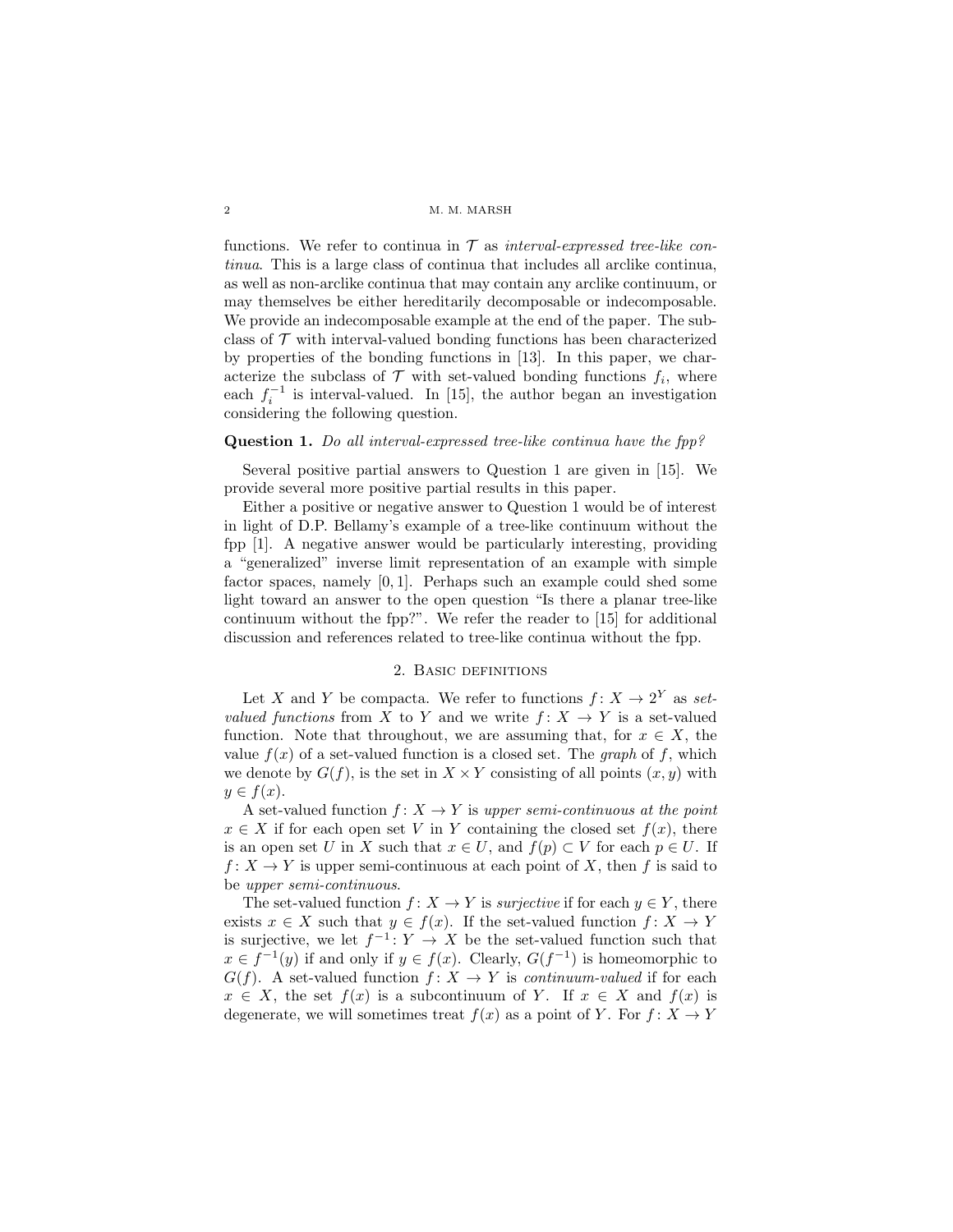functions. We refer to continua in $\mathcal{T}$ as *interval-expressed tree-like continua*. This is a large class of continua that includes all arclike continua, as well as non-arclike continua that may contain any arclike continuum, or may themselves be either hereditarily decomposable or indecomposable. We provide an indecomposable example at the end of the paper. The subclass of $\mathcal{T}$ with interval-valued bonding functions has been characterized by properties of the bonding functions in [13]. In this paper, we characterize the subclass of $\mathcal{T}$ with set-valued bonding functions $f_i$, where each $f_i^{-1}$ is interval-valued. In [15], the author began an investigation considering the following question.

**Question 1.** *Do all interval-expressed tree-like continua have the fpp?*

Several positive partial answers to Question 1 are given in [15]. We provide several more positive partial results in this paper.

Either a positive or negative answer to Question 1 would be of interest in light of D.P. Bellamy's example of a tree-like continuum without the fpp [1]. A negative answer would be particularly interesting, providing a "generalized" inverse limit representation of an example with simple factor spaces, namely $[0, 1]$. Perhaps such an example could shed some light toward an answer to the open question "Is there a planar tree-like continuum without the fpp?". We refer the reader to [15] for additional discussion and references related to tree-like continua without the fpp.

## 2. Basic definitions

Let $X$ and $Y$ be compacta. We refer to functions $f\colon X \to 2^Y$ as *set-valued functions* from $X$ to $Y$ and we write $f\colon X \to Y$ is a set-valued function. Note that throughout, we are assuming that, for $x \in X$, the value $f(x)$ of a set-valued function is a closed set. The *graph* of $f$, which we denote by $G(f)$, is the set in $X \times Y$ consisting of all points $(x, y)$ with $y \in f(x)$.

A set-valued function $f\colon X \to Y$ is *upper semi-continuous at the point* $x \in X$ if for each open set $V$ in $Y$ containing the closed set $f(x)$, there is an open set $U$ in $X$ such that $x \in U$, and $f(p) \subset V$ for each $p \in U$. If $f\colon X \to Y$ is upper semi-continuous at each point of $X$, then $f$ is said to be *upper semi-continuous*.

The set-valued function $f\colon X \to Y$ is *surjective* if for each $y \in Y$, there exists $x \in X$ such that $y \in f(x)$. If the set-valued function $f\colon X \to Y$ is surjective, we let $f^{-1}\colon Y \to X$ be the set-valued function such that $x \in f^{-1}(y)$ if and only if $y \in f(x)$. Clearly, $G(f^{-1})$ is homeomorphic to $G(f)$. A set-valued function $f\colon X \to Y$ is *continuum-valued* if for each $x \in X$, the set $f(x)$ is a subcontinuum of $Y$. If $x \in X$ and $f(x)$ is degenerate, we will sometimes treat $f(x)$ as a point of $Y$. For $f\colon X \to Y$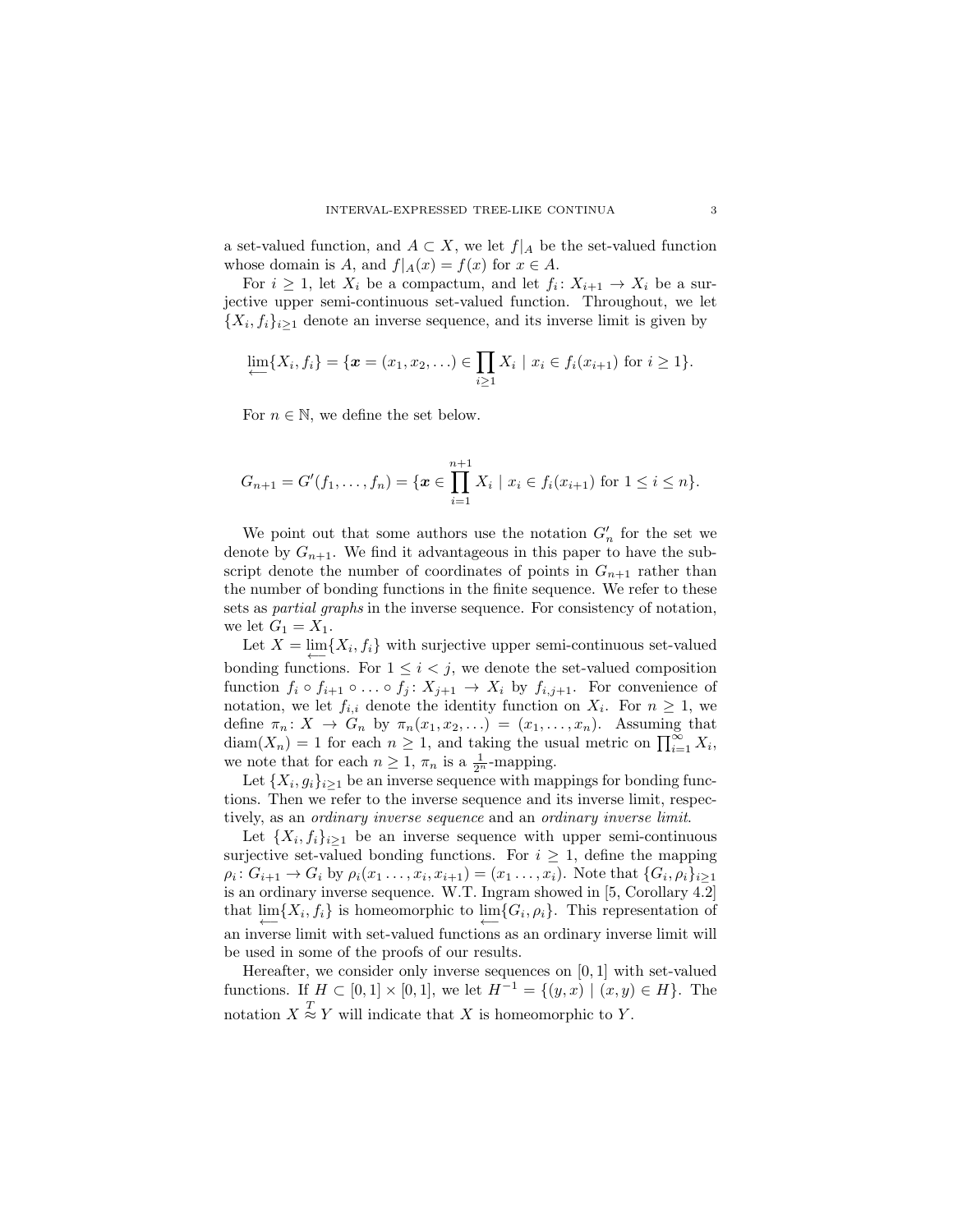a set-valued function, and $A \subset X$, we let $f|_A$ be the set-valued function whose domain is $A$, and $f|_A(x) = f(x)$ for $x \in A$.

For $i \geq 1$, let $X_i$ be a compactum, and let $f_i \colon X_{i+1} \to X_i$ be a surjective upper semi-continuous set-valued function. Throughout, we let $\{X_i, f_i\}_{i\geq 1}$ denote an inverse sequence, and its inverse limit is given by

$$\varprojlim\{X_i, f_i\} = \{\boldsymbol{x} = (x_1, x_2, \ldots) \in \prod_{i\geq 1} X_i \mid x_i \in f_i(x_{i+1}) \text{ for } i \geq 1\}.$$

For $n \in \mathbb{N}$, we define the set below.

$$G_{n+1} = G'(f_1, \ldots, f_n) = \{\boldsymbol{x} \in \prod_{i=1}^{n+1} X_i \mid x_i \in f_i(x_{i+1}) \text{ for } 1 \leq i \leq n\}.$$

We point out that some authors use the notation $G'_n$ for the set we denote by $G_{n+1}$. We find it advantageous in this paper to have the subscript denote the number of coordinates of points in $G_{n+1}$ rather than the number of bonding functions in the finite sequence. We refer to these sets as *partial graphs* in the inverse sequence. For consistency of notation, we let $G_1 = X_1$.

Let $X = \varprojlim\{X_i, f_i\}$ with surjective upper semi-continuous set-valued bonding functions. For $1 \leq i < j$, we denote the set-valued composition function $f_i \circ f_{i+1} \circ \ldots \circ f_j \colon X_{j+1} \to X_i$ by $f_{i,j+1}$. For convenience of notation, we let $f_{i,i}$ denote the identity function on $X_i$. For $n \geq 1$, we define $\pi_n \colon X \to G_n$ by $\pi_n(x_1, x_2, \ldots) = (x_1, \ldots, x_n)$. Assuming that $\operatorname{diam}(X_n) = 1$ for each $n \geq 1$, and taking the usual metric on $\prod_{i=1}^{\infty} X_i$, we note that for each $n \geq 1$, $\pi_n$ is a $\frac{1}{2^n}$-mapping.

Let $\{X_i, g_i\}_{i\geq 1}$ be an inverse sequence with mappings for bonding functions. Then we refer to the inverse sequence and its inverse limit, respectively, as an *ordinary inverse sequence* and an *ordinary inverse limit*.

Let $\{X_i, f_i\}_{i\geq 1}$ be an inverse sequence with upper semi-continuous surjective set-valued bonding functions. For $i \geq 1$, define the mapping $\rho_i \colon G_{i+1} \to G_i$ by $\rho_i(x_1 \ldots, x_i, x_{i+1}) = (x_1 \ldots, x_i)$. Note that $\{G_i, \rho_i\}_{i\geq 1}$ is an ordinary inverse sequence. W.T. Ingram showed in [5, Corollary 4.2] that $\varprojlim\{X_i, f_i\}$ is homeomorphic to $\varprojlim\{G_i, \rho_i\}$. This representation of an inverse limit with set-valued functions as an ordinary inverse limit will be used in some of the proofs of our results.

Hereafter, we consider only inverse sequences on $[0, 1]$ with set-valued functions. If $H \subset [0, 1] \times [0, 1]$, we let $H^{-1} = \{(y, x) \mid (x, y) \in H\}$. The notation $X \overset{T}{\approx} Y$ will indicate that $X$ is homeomorphic to $Y$.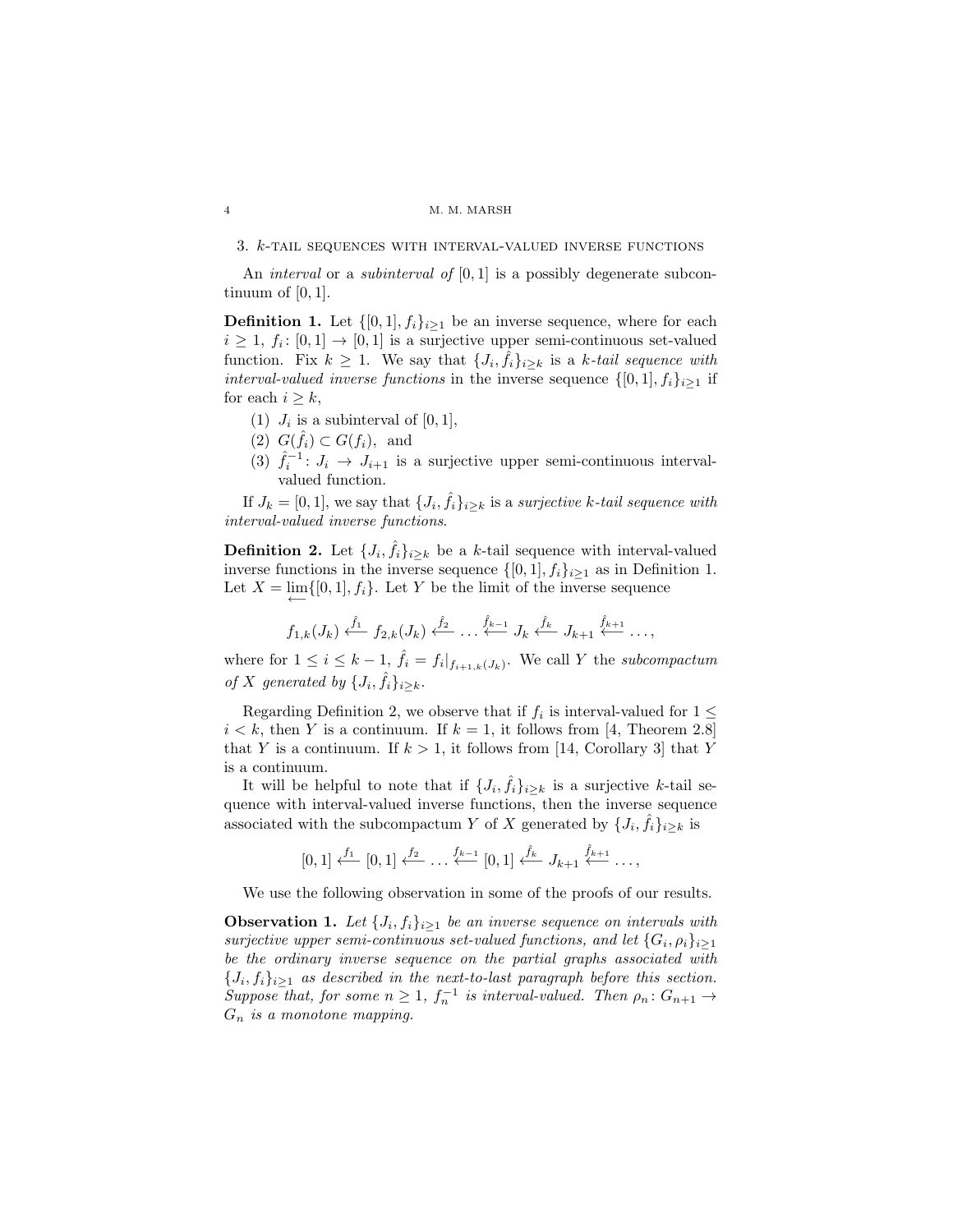## 3. $k$-tail sequences with interval-valued inverse functions

An *interval* or a *subinterval of* $[0,1]$ is a possibly degenerate subcontinuum of $[0,1]$.

**Definition 1.** Let $\{[0,1], f_i\}_{i\geq 1}$ be an inverse sequence, where for each $i \geq 1$, $f_i\colon [0,1] \to [0,1]$ is a surjective upper semi-continuous set-valued function. Fix $k \geq 1$. We say that $\{J_i, \hat{f}_i\}_{i\geq k}$ is a *$k$-tail sequence with interval-valued inverse functions* in the inverse sequence $\{[0,1], f_i\}_{i\geq 1}$ if for each $i \geq k$,

1. $J_i$ is a subinterval of $[0,1]$,
2. $G(\hat{f}_i) \subset G(f_i)$, and
3. $\hat{f}_i^{-1}\colon J_i \to J_{i+1}$ is a surjective upper semi-continuous interval-valued function.

If $J_k = [0,1]$, we say that $\{J_i, \hat{f}_i\}_{i\geq k}$ is a *surjective $k$-tail sequence with interval-valued inverse functions*.

**Definition 2.** Let $\{J_i, \hat{f}_i\}_{i\geq k}$ be a $k$-tail sequence with interval-valued inverse functions in the inverse sequence $\{[0,1], f_i\}_{i\geq 1}$ as in Definition 1. Let $X = \varprojlim\{[0,1], f_i\}$. Let $Y$ be the limit of the inverse sequence

$$f_{1,k}(J_k) \xleftarrow{\hat{f}_1} f_{2,k}(J_k) \xleftarrow{\hat{f}_2} \dots \xleftarrow{\hat{f}_{k-1}} J_k \xleftarrow{\hat{f}_k} J_{k+1} \xleftarrow{\hat{f}_{k+1}} \dots,$$

where for $1 \leq i \leq k-1$, $\hat{f}_i = f_i|_{f_{i+1,k}(J_k)}$. We call $Y$ the *subcompactum of $X$ generated by $\{J_i, \hat{f}_i\}_{i\geq k}$*.

Regarding Definition 2, we observe that if $f_i$ is interval-valued for $1 \leq i < k$, then $Y$ is a continuum. If $k = 1$, it follows from [4, Theorem 2.8] that $Y$ is a continuum. If $k > 1$, it follows from [14, Corollary 3] that $Y$ is a continuum.

It will be helpful to note that if $\{J_i, \hat{f}_i\}_{i\geq k}$ is a surjective $k$-tail sequence with interval-valued inverse functions, then the inverse sequence associated with the subcompactum $Y$ of $X$ generated by $\{J_i, \hat{f}_i\}_{i\geq k}$ is

$$[0,1] \xleftarrow{f_1} [0,1] \xleftarrow{f_2} \dots \xleftarrow{f_{k-1}} [0,1] \xleftarrow{\hat{f}_k} J_{k+1} \xleftarrow{\hat{f}_{k+1}} \dots,$$

We use the following observation in some of the proofs of our results.

**Observation 1.** *Let $\{J_i, f_i\}_{i\geq 1}$ be an inverse sequence on intervals with surjective upper semi-continuous set-valued functions, and let $\{G_i, \rho_i\}_{i\geq 1}$ be the ordinary inverse sequence on the partial graphs associated with $\{J_i, f_i\}_{i\geq 1}$ as described in the next-to-last paragraph before this section. Suppose that, for some $n \geq 1$, $f_n^{-1}$ is interval-valued. Then $\rho_n\colon G_{n+1} \to G_n$ is a monotone mapping.*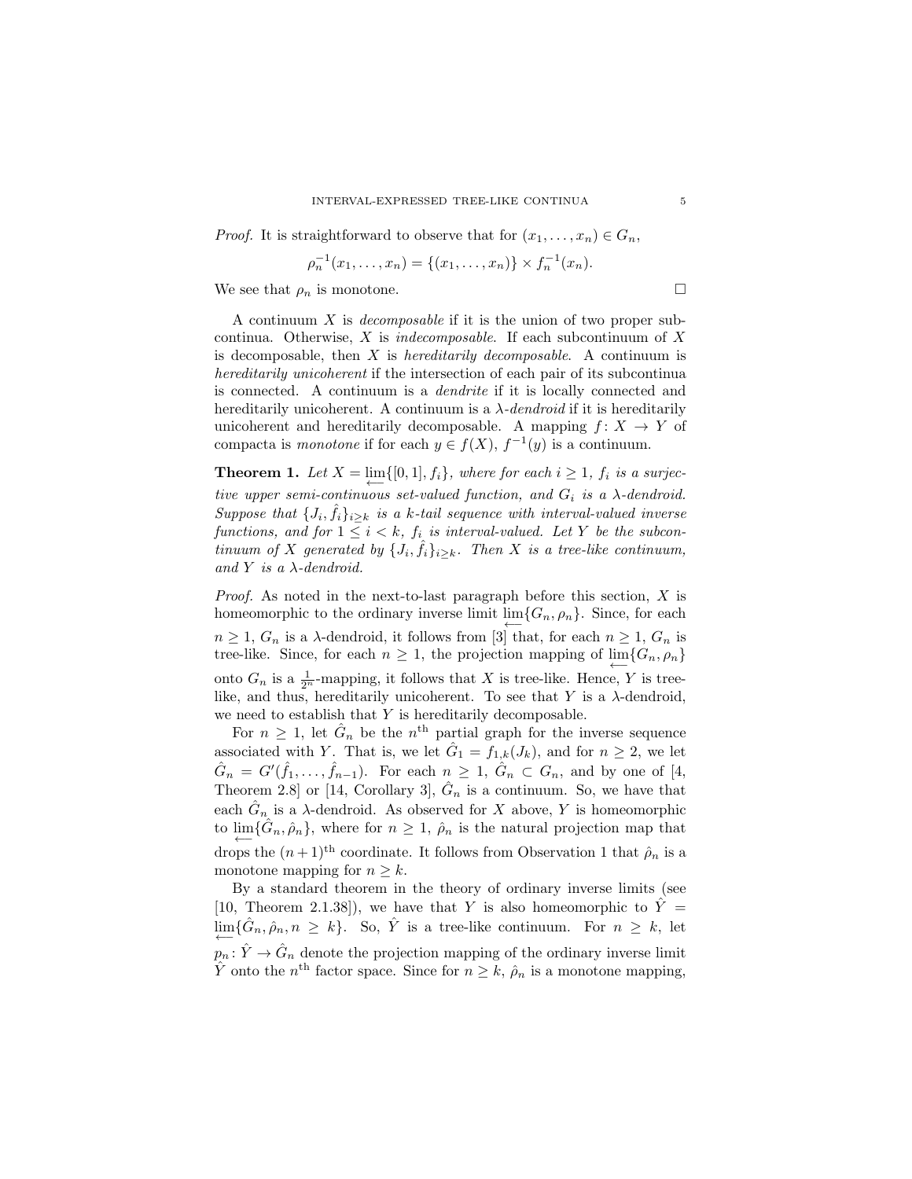*Proof.* It is straightforward to observe that for $(x_1, \dots, x_n) \in G_n$,

$$\rho_n^{-1}(x_1, \dots, x_n) = \{(x_1, \dots, x_n)\} \times f_n^{-1}(x_n).$$

We see that $\rho_n$ is monotone. □

A continuum $X$ is *decomposable* if it is the union of two proper subcontinua. Otherwise, $X$ is *indecomposable*. If each subcontinuum of $X$ is decomposable, then $X$ is *hereditarily decomposable*. A continuum is *hereditarily unicoherent* if the intersection of each pair of its subcontinua is connected. A continuum is a *dendrite* if it is locally connected and hereditarily unicoherent. A continuum is a *λ-dendroid* if it is hereditarily unicoherent and hereditarily decomposable. A mapping $f: X \to Y$ of compacta is *monotone* if for each $y \in f(X)$, $f^{-1}(y)$ is a continuum.

**Theorem 1.** *Let $X = \varprojlim\{[0,1], f_i\}$, where for each $i \geq 1$, $f_i$ is a surjective upper semi-continuous set-valued function, and $G_i$ is a λ-dendroid. Suppose that $\{J_i, \hat{f}_i\}_{i \geq k}$ is a k-tail sequence with interval-valued inverse functions, and for $1 \leq i < k$, $f_i$ is interval-valued. Let $Y$ be the subcontinuum of $X$ generated by $\{J_i, \hat{f}_i\}_{i \geq k}$. Then $X$ is a tree-like continuum, and $Y$ is a λ-dendroid.*

*Proof.* As noted in the next-to-last paragraph before this section, $X$ is homeomorphic to the ordinary inverse limit $\varprojlim\{G_n, \rho_n\}$. Since, for each $n \geq 1$, $G_n$ is a λ-dendroid, it follows from [3] that, for each $n \geq 1$, $G_n$ is tree-like. Since, for each $n \geq 1$, the projection mapping of $\varprojlim\{G_n, \rho_n\}$ onto $G_n$ is a $\frac{1}{2^n}$-mapping, it follows that $X$ is tree-like. Hence, $Y$ is tree-like, and thus, hereditarily unicoherent. To see that $Y$ is a λ-dendroid, we need to establish that $Y$ is hereditarily decomposable.

For $n \geq 1$, let $\hat{G}_n$ be the $n^{\text{th}}$ partial graph for the inverse sequence associated with $Y$. That is, we let $\hat{G}_1 = f_{1,k}(J_k)$, and for $n \geq 2$, we let $\hat{G}_n = G'(\hat{f}_1, \dots, \hat{f}_{n-1})$. For each $n \geq 1$, $\hat{G}_n \subset G_n$, and by one of [4, Theorem 2.8] or [14, Corollary 3], $\hat{G}_n$ is a continuum. So, we have that each $\hat{G}_n$ is a λ-dendroid. As observed for $X$ above, $Y$ is homeomorphic to $\varprojlim\{\hat{G}_n, \hat{\rho}_n\}$, where for $n \geq 1$, $\hat{\rho}_n$ is the natural projection map that drops the $(n+1)^{\text{th}}$ coordinate. It follows from Observation 1 that $\hat{\rho}_n$ is a monotone mapping for $n \geq k$.

By a standard theorem in the theory of ordinary inverse limits (see [10, Theorem 2.1.38]), we have that $Y$ is also homeomorphic to $\hat{Y} = \varprojlim\{\hat{G}_n, \hat{\rho}_n, n \geq k\}$. So, $\hat{Y}$ is a tree-like continuum. For $n \geq k$, let $p_n: \hat{Y} \to \hat{G}_n$ denote the projection mapping of the ordinary inverse limit $\hat{Y}$ onto the $n^{\text{th}}$ factor space. Since for $n \geq k$, $\hat{\rho}_n$ is a monotone mapping,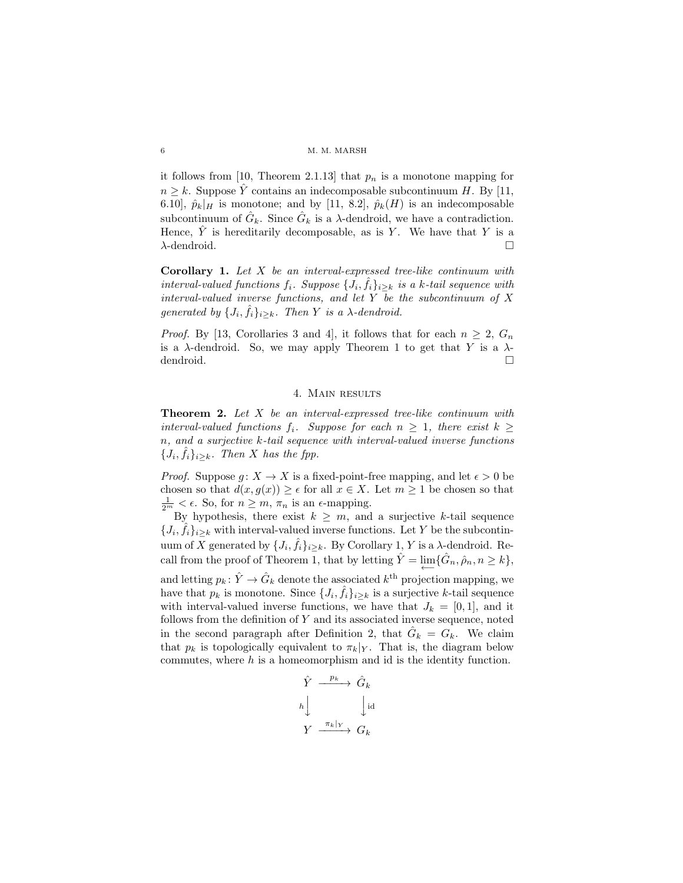it follows from [10, Theorem 2.1.13] that $p_n$ is a monotone mapping for $n \geq k$. Suppose $\hat{Y}$ contains an indecomposable subcontinuum $H$. By [11, 6.10], $\hat{p}_k|_H$ is monotone; and by [11, 8.2], $\hat{p}_k(H)$ is an indecomposable subcontinuum of $\hat{G}_k$. Since $\hat{G}_k$ is a $\lambda$-dendroid, we have a contradiction. Hence, $\hat{Y}$ is hereditarily decomposable, as is $Y$. We have that $Y$ is a $\lambda$-dendroid. □

**Corollary 1.** *Let $X$ be an interval-expressed tree-like continuum with interval-valued functions $f_i$. Suppose $\{J_i, \hat{f}_i\}_{i \geq k}$ is a $k$-tail sequence with interval-valued inverse functions, and let $Y$ be the subcontinuum of $X$ generated by $\{J_i, \hat{f}_i\}_{i \geq k}$. Then $Y$ is a $\lambda$-dendroid.*

*Proof.* By [13, Corollaries 3 and 4], it follows that for each $n \geq 2$, $G_n$ is a $\lambda$-dendroid. So, we may apply Theorem 1 to get that $Y$ is a $\lambda$-dendroid. □

## 4. Main results

**Theorem 2.** *Let $X$ be an interval-expressed tree-like continuum with interval-valued functions $f_i$. Suppose for each $n \geq 1$, there exist $k \geq n$, and a surjective $k$-tail sequence with interval-valued inverse functions $\{J_i, \hat{f}_i\}_{i \geq k}$. Then $X$ has the fpp.*

*Proof.* Suppose $g \colon X \to X$ is a fixed-point-free mapping, and let $\epsilon > 0$ be chosen so that $d(x, g(x)) \geq \epsilon$ for all $x \in X$. Let $m \geq 1$ be chosen so that $\frac{1}{2^m} < \epsilon$. So, for $n \geq m$, $\pi_n$ is an $\epsilon$-mapping.

By hypothesis, there exist $k \geq m$, and a surjective $k$-tail sequence $\{J_i, \hat{f}_i\}_{i \geq k}$ with interval-valued inverse functions. Let $Y$ be the subcontinuum of $X$ generated by $\{J_i, \hat{f}_i\}_{i \geq k}$. By Corollary 1, $Y$ is a $\lambda$-dendroid. Recall from the proof of Theorem 1, that by letting $\hat{Y} = \varprojlim\{\hat{G}_n, \hat{\rho}_n, n \geq k\}$, and letting $p_k \colon \hat{Y} \to \hat{G}_k$ denote the associated $k^{\text{th}}$ projection mapping, we have that $p_k$ is monotone. Since $\{J_i, \hat{f}_i\}_{i \geq k}$ is a surjective $k$-tail sequence with interval-valued inverse functions, we have that $J_k = [0, 1]$, and it follows from the definition of $Y$ and its associated inverse sequence, noted in the second paragraph after Definition 2, that $\hat{G}_k = G_k$. We claim that $p_k$ is topologically equivalent to $\pi_k|_Y$. That is, the diagram below commutes, where $h$ is a homeomorphism and id is the identity function.

$$\begin{array}{ccc} \hat{Y} & \xrightarrow{p_k} & \hat{G}_k \\ h\big\downarrow & & \big\downarrow \text{id} \\ Y & \xrightarrow{\pi_k|_Y} & G_k \end{array}$$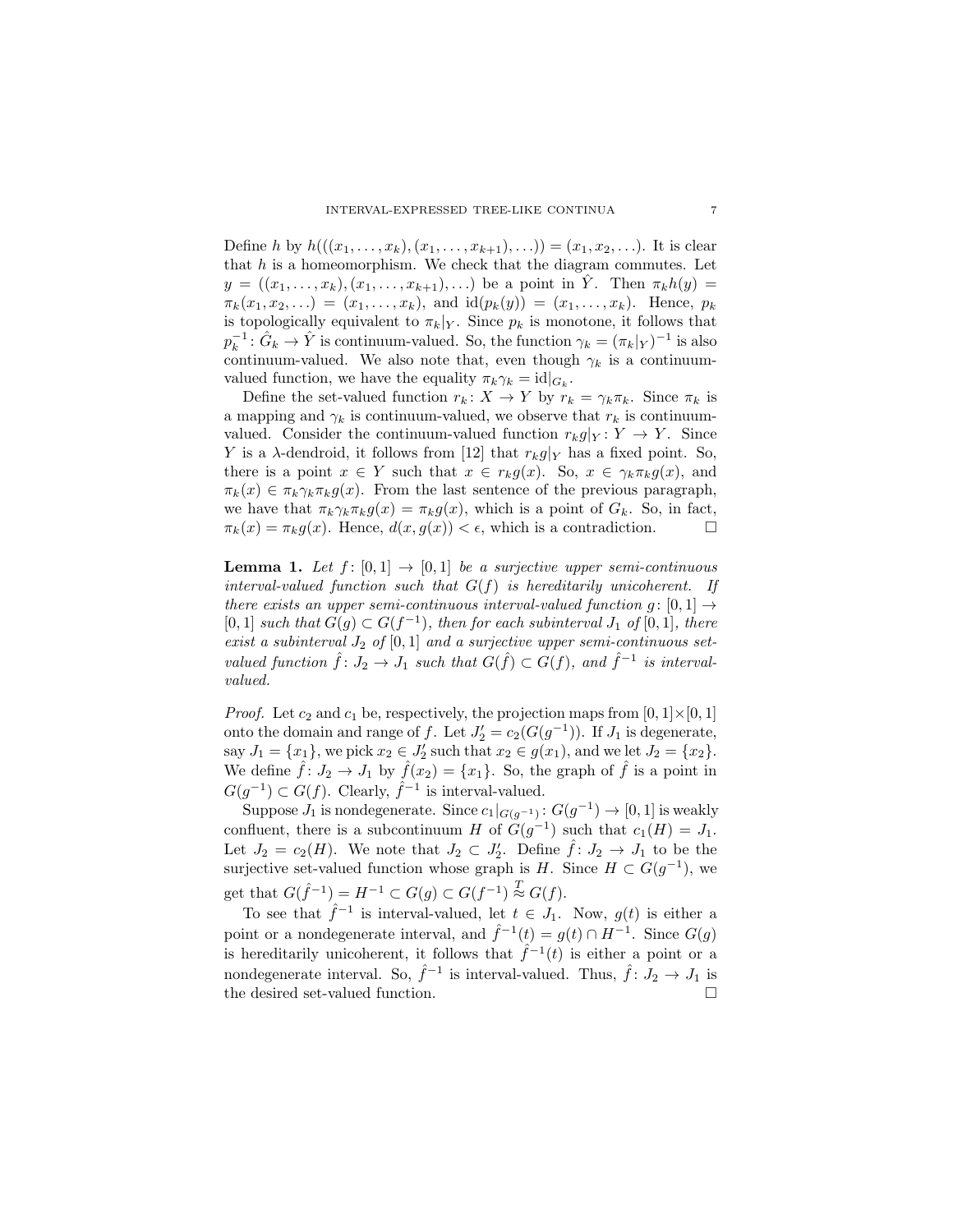Define $h$ by $h(((x_1, \ldots, x_k), (x_1, \ldots, x_{k+1}), \ldots)) = (x_1, x_2, \ldots)$. It is clear that $h$ is a homeomorphism. We check that the diagram commutes. Let $y = ((x_1, \ldots, x_k), (x_1, \ldots, x_{k+1}), \ldots)$ be a point in $\hat{Y}$. Then $\pi_k h(y) = \pi_k(x_1, x_2, \ldots) = (x_1, \ldots, x_k)$, and $\mathrm{id}(p_k(y)) = (x_1, \ldots, x_k)$. Hence, $p_k$ is topologically equivalent to $\pi_k|_Y$. Since $p_k$ is monotone, it follows that $p_k^{-1} \colon \hat{G}_k \to \hat{Y}$ is continuum-valued. So, the function $\gamma_k = (\pi_k|_Y)^{-1}$ is also continuum-valued. We also note that, even though $\gamma_k$ is a continuum-valued function, we have the equality $\pi_k \gamma_k = \mathrm{id}|_{G_k}$.

Define the set-valued function $r_k \colon X \to Y$ by $r_k = \gamma_k \pi_k$. Since $\pi_k$ is a mapping and $\gamma_k$ is continuum-valued, we observe that $r_k$ is continuum-valued. Consider the continuum-valued function $r_k g|_Y \colon Y \to Y$. Since $Y$ is a $\lambda$-dendroid, it follows from [12] that $r_k g|_Y$ has a fixed point. So, there is a point $x \in Y$ such that $x \in r_k g(x)$. So, $x \in \gamma_k \pi_k g(x)$, and $\pi_k(x) \in \pi_k \gamma_k \pi_k g(x)$. From the last sentence of the previous paragraph, we have that $\pi_k \gamma_k \pi_k g(x) = \pi_k g(x)$, which is a point of $G_k$. So, in fact, $\pi_k(x) = \pi_k g(x)$. Hence, $d(x, g(x)) < \epsilon$, which is a contradiction. □

**Lemma 1.** *Let $f \colon [0,1] \to [0,1]$ be a surjective upper semi-continuous interval-valued function such that $G(f)$ is hereditarily unicoherent. If there exists an upper semi-continuous interval-valued function $g \colon [0,1] \to [0,1]$ such that $G(g) \subset G(f^{-1})$, then for each subinterval $J_1$ of $[0,1]$, there exist a subinterval $J_2$ of $[0,1]$ and a surjective upper semi-continuous set-valued function $\hat{f} \colon J_2 \to J_1$ such that $G(\hat{f}) \subset G(f)$, and $\hat{f}^{-1}$ is interval-valued.*

*Proof.* Let $c_2$ and $c_1$ be, respectively, the projection maps from $[0,1] \times [0,1]$ onto the domain and range of $f$. Let $J_2' = c_2(G(g^{-1}))$. If $J_1$ is degenerate, say $J_1 = \{x_1\}$, we pick $x_2 \in J_2'$ such that $x_2 \in g(x_1)$, and we let $J_2 = \{x_2\}$. We define $\hat{f} \colon J_2 \to J_1$ by $\hat{f}(x_2) = \{x_1\}$. So, the graph of $\hat{f}$ is a point in $G(g^{-1}) \subset G(f)$. Clearly, $\hat{f}^{-1}$ is interval-valued.

Suppose $J_1$ is nondegenerate. Since $c_1|_{G(g^{-1})} \colon G(g^{-1}) \to [0,1]$ is weakly confluent, there is a subcontinuum $H$ of $G(g^{-1})$ such that $c_1(H) = J_1$. Let $J_2 = c_2(H)$. We note that $J_2 \subset J_2'$. Define $\hat{f} \colon J_2 \to J_1$ to be the surjective set-valued function whose graph is $H$. Since $H \subset G(g^{-1})$, we get that $G(\hat{f}^{-1}) = H^{-1} \subset G(g) \subset G(f^{-1}) \overset{T}{\approx} G(f)$.

To see that $\hat{f}^{-1}$ is interval-valued, let $t \in J_1$. Now, $g(t)$ is either a point or a nondegenerate interval, and $\hat{f}^{-1}(t) = g(t) \cap H^{-1}$. Since $G(g)$ is hereditarily unicoherent, it follows that $\hat{f}^{-1}(t)$ is either a point or a nondegenerate interval. So, $\hat{f}^{-1}$ is interval-valued. Thus, $\hat{f} \colon J_2 \to J_1$ is the desired set-valued function. □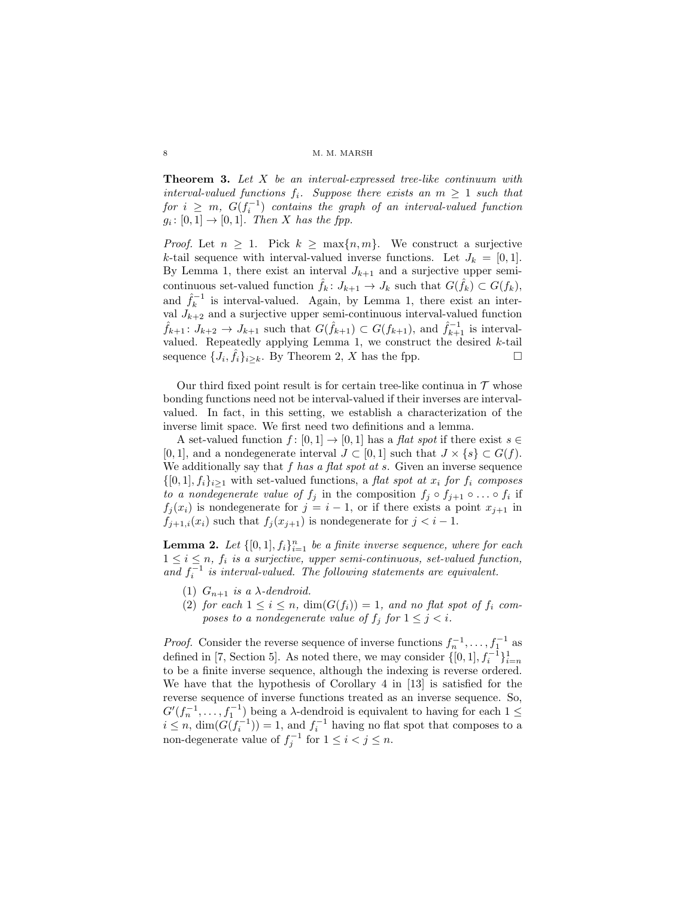**Theorem 3.** *Let $X$ be an interval-expressed tree-like continuum with interval-valued functions $f_i$. Suppose there exists an $m \geq 1$ such that for $i \geq m$, $G(f_i^{-1})$ contains the graph of an interval-valued function $g_i \colon [0,1] \to [0,1]$. Then $X$ has the fpp.*

*Proof.* Let $n \geq 1$. Pick $k \geq \max\{n, m\}$. We construct a surjective $k$-tail sequence with interval-valued inverse functions. Let $J_k = [0,1]$. By Lemma 1, there exist an interval $J_{k+1}$ and a surjective upper semi-continuous set-valued function $\hat{f}_k \colon J_{k+1} \to J_k$ such that $G(\hat{f}_k) \subset G(f_k)$, and $\hat{f}_k^{-1}$ is interval-valued. Again, by Lemma 1, there exist an interval $J_{k+2}$ and a surjective upper semi-continuous interval-valued function $\hat{f}_{k+1} \colon J_{k+2} \to J_{k+1}$ such that $G(\hat{f}_{k+1}) \subset G(f_{k+1})$, and $\hat{f}_{k+1}^{-1}$ is interval-valued. Repeatedly applying Lemma 1, we construct the desired $k$-tail sequence $\{J_i, \hat{f}_i\}_{i \geq k}$. By Theorem 2, $X$ has the fpp. $\square$

Our third fixed point result is for certain tree-like continua in $\mathcal{T}$ whose bonding functions need not be interval-valued if their inverses are interval-valued. In fact, in this setting, we establish a characterization of the inverse limit space. We first need two definitions and a lemma.

A set-valued function $f \colon [0,1] \to [0,1]$ has a *flat spot* if there exist $s \in [0,1]$, and a nondegenerate interval $J \subset [0,1]$ such that $J \times \{s\} \subset G(f)$. We additionally say that *$f$ has a flat spot at $s$*. Given an inverse sequence $\{[0,1], f_i\}_{i \geq 1}$ with set-valued functions, a *flat spot at $x_i$ for $f_i$ composes to a nondegenerate value of $f_j$* in the composition $f_j \circ f_{j+1} \circ \ldots \circ f_i$ if $f_j(x_i)$ is nondegenerate for $j = i-1$, or if there exists a point $x_{j+1}$ in $f_{j+1,i}(x_i)$ such that $f_j(x_{j+1})$ is nondegenerate for $j < i-1$.

**Lemma 2.** *Let $\{[0,1], f_i\}_{i=1}^n$ be a finite inverse sequence, where for each $1 \leq i \leq n$, $f_i$ is a surjective, upper semi-continuous, set-valued function, and $f_i^{-1}$ is interval-valued. The following statements are equivalent.*

1. *$G_{n+1}$ is a $\lambda$-dendroid.*
2. *for each $1 \leq i \leq n$, $\dim(G(f_i)) = 1$, and no flat spot of $f_i$ composes to a nondegenerate value of $f_j$ for $1 \leq j < i$.*

*Proof.* Consider the reverse sequence of inverse functions $f_n^{-1}, \ldots, f_1^{-1}$ as defined in [7, Section 5]. As noted there, we may consider $\{[0,1], f_i^{-1}\}_{i=n}^1$ to be a finite inverse sequence, although the indexing is reverse ordered. We have that the hypothesis of Corollary 4 in [13] is satisfied for the reverse sequence of inverse functions treated as an inverse sequence. So, $G'(f_n^{-1}, \ldots, f_1^{-1})$ being a $\lambda$-dendroid is equivalent to having for each $1 \leq i \leq n$, $\dim(G(f_i^{-1})) = 1$, and $f_i^{-1}$ having no flat spot that composes to a non-degenerate value of $f_j^{-1}$ for $1 \leq i < j \leq n$.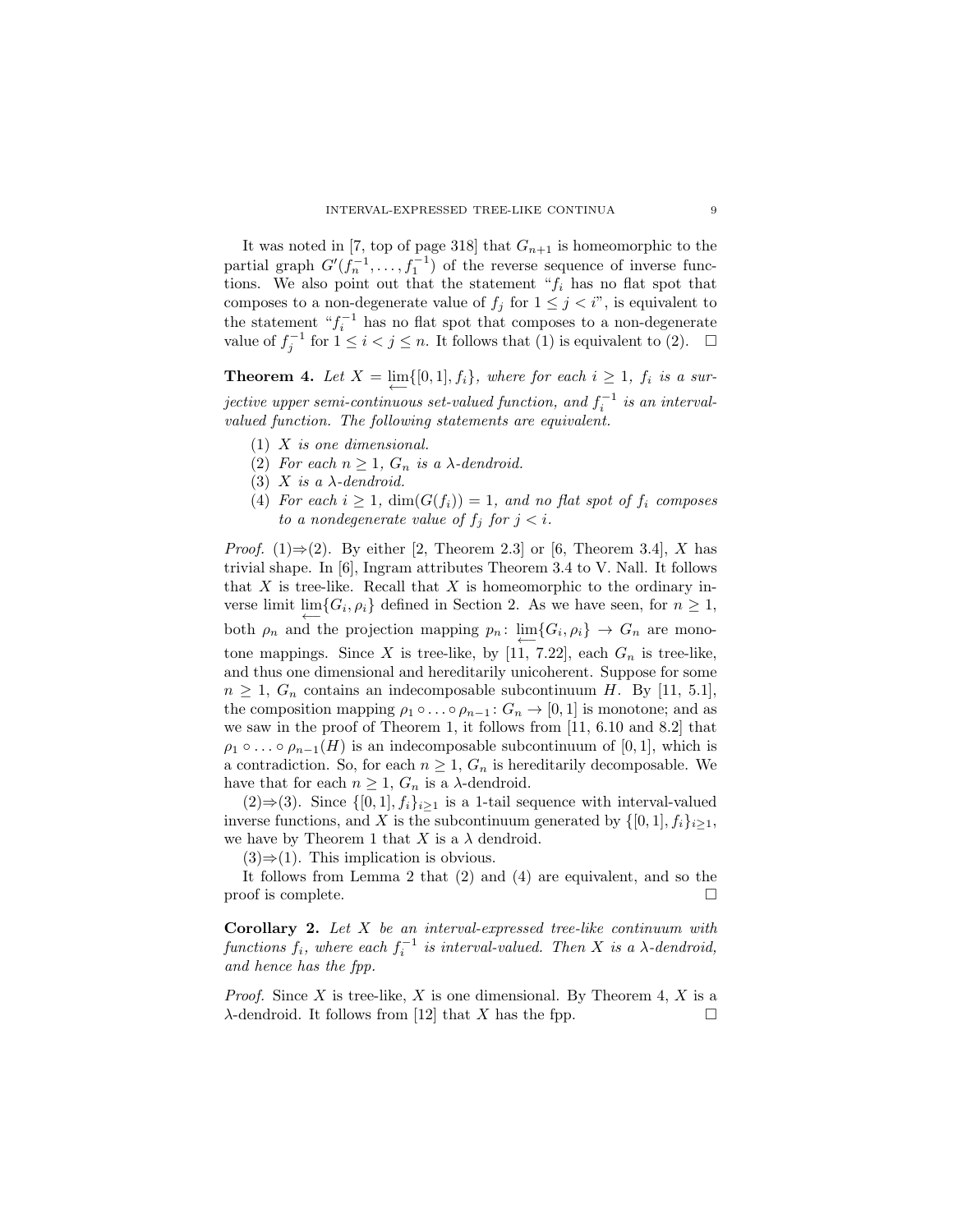It was noted in [7, top of page 318] that $G_{n+1}$ is homeomorphic to the partial graph $G'(f_n^{-1}, \ldots, f_1^{-1})$ of the reverse sequence of inverse functions. We also point out that the statement "$f_i$ has no flat spot that composes to a non-degenerate value of $f_j$ for $1 \leq j < i$", is equivalent to the statement "$f_i^{-1}$ has no flat spot that composes to a non-degenerate value of $f_j^{-1}$ for $1 \leq i < j \leq n$. It follows that (1) is equivalent to (2). $\Box$

**Theorem 4.** *Let $X = \varprojlim\{[0,1], f_i\}$, where for each $i \geq 1$, $f_i$ is a surjective upper semi-continuous set-valued function, and $f_i^{-1}$ is an interval-valued function. The following statements are equivalent.*

1. *$X$ is one dimensional.*
2. *For each $n \geq 1$, $G_n$ is a $\lambda$-dendroid.*
3. *$X$ is a $\lambda$-dendroid.*
4. *For each $i \geq 1$, $\dim(G(f_i)) = 1$, and no flat spot of $f_i$ composes to a nondegenerate value of $f_j$ for $j < i$.*

*Proof.* (1)$\Rightarrow$(2). By either [2, Theorem 2.3] or [6, Theorem 3.4], $X$ has trivial shape. In [6], Ingram attributes Theorem 3.4 to V. Nall. It follows that $X$ is tree-like. Recall that $X$ is homeomorphic to the ordinary inverse limit $\varprojlim\{G_i, \rho_i\}$ defined in Section 2. As we have seen, for $n \geq 1$, both $\rho_n$ and the projection mapping $p_n \colon \varprojlim\{G_i, \rho_i\} \to G_n$ are monotone mappings. Since $X$ is tree-like, by [11, 7.22], each $G_n$ is tree-like, and thus one dimensional and hereditarily unicoherent. Suppose for some $n \geq 1$, $G_n$ contains an indecomposable subcontinuum $H$. By [11, 5.1], the composition mapping $\rho_1 \circ \ldots \circ \rho_{n-1} \colon G_n \to [0,1]$ is monotone; and as we saw in the proof of Theorem 1, it follows from [11, 6.10 and 8.2] that $\rho_1 \circ \ldots \circ \rho_{n-1}(H)$ is an indecomposable subcontinuum of $[0,1]$, which is a contradiction. So, for each $n \geq 1$, $G_n$ is hereditarily decomposable. We have that for each $n \geq 1$, $G_n$ is a $\lambda$-dendroid.

(2)$\Rightarrow$(3). Since $\{[0,1], f_i\}_{i \geq 1}$ is a 1-tail sequence with interval-valued inverse functions, and $X$ is the subcontinuum generated by $\{[0,1], f_i\}_{i \geq 1}$, we have by Theorem 1 that $X$ is a $\lambda$ dendroid.

(3)$\Rightarrow$(1). This implication is obvious.

It follows from Lemma 2 that (2) and (4) are equivalent, and so the proof is complete. $\Box$

**Corollary 2.** *Let $X$ be an interval-expressed tree-like continuum with functions $f_i$, where each $f_i^{-1}$ is interval-valued. Then $X$ is a $\lambda$-dendroid, and hence has the fpp.*

*Proof.* Since $X$ is tree-like, $X$ is one dimensional. By Theorem 4, $X$ is a $\lambda$-dendroid. It follows from [12] that $X$ has the fpp. $\Box$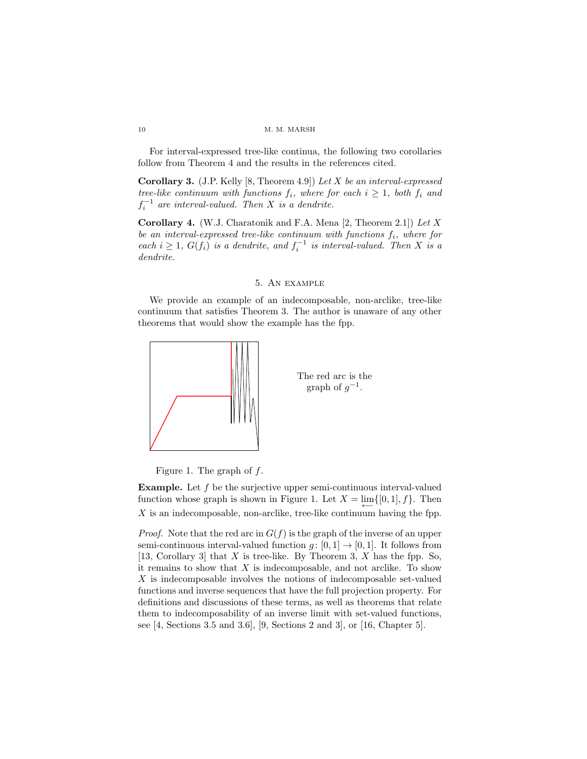For interval-expressed tree-like continua, the following two corollaries follow from Theorem 4 and the results in the references cited.

**Corollary 3.** (J.P. Kelly [8, Theorem 4.9]) *Let $X$ be an interval-expressed tree-like continuum with functions $f_i$, where for each $i \geq 1$, both $f_i$ and $f_i^{-1}$ are interval-valued. Then $X$ is a dendrite.*

**Corollary 4.** (W.J. Charatonik and F.A. Mena [2, Theorem 2.1]) *Let $X$ be an interval-expressed tree-like continuum with functions $f_i$, where for each $i \geq 1$, $G(f_i)$ is a dendrite, and $f_i^{-1}$ is interval-valued. Then $X$ is a dendrite.*

## 5. An example

We provide an example of an indecomposable, non-arclike, tree-like continuum that satisfies Theorem 3. The author is unaware of any other theorems that would show the example has the fpp.

The red arc is the graph of $g^{-1}$.

Figure 1. The graph of $f$.

**Example.** Let $f$ be the surjective upper semi-continuous interval-valued function whose graph is shown in Figure 1. Let $X = \varprojlim\{[0,1], f\}$. Then $X$ is an indecomposable, non-arclike, tree-like continuum having the fpp.

*Proof.* Note that the red arc in $G(f)$ is the graph of the inverse of an upper semi-continuous interval-valued function $g\colon [0,1] \to [0,1]$. It follows from [13, Corollary 3] that $X$ is tree-like. By Theorem 3, $X$ has the fpp. So, it remains to show that $X$ is indecomposable, and not arclike. To show $X$ is indecomposable involves the notions of indecomposable set-valued functions and inverse sequences that have the full projection property. For definitions and discussions of these terms, as well as theorems that relate them to indecomposability of an inverse limit with set-valued functions, see [4, Sections 3.5 and 3.6], [9, Sections 2 and 3], or [16, Chapter 5].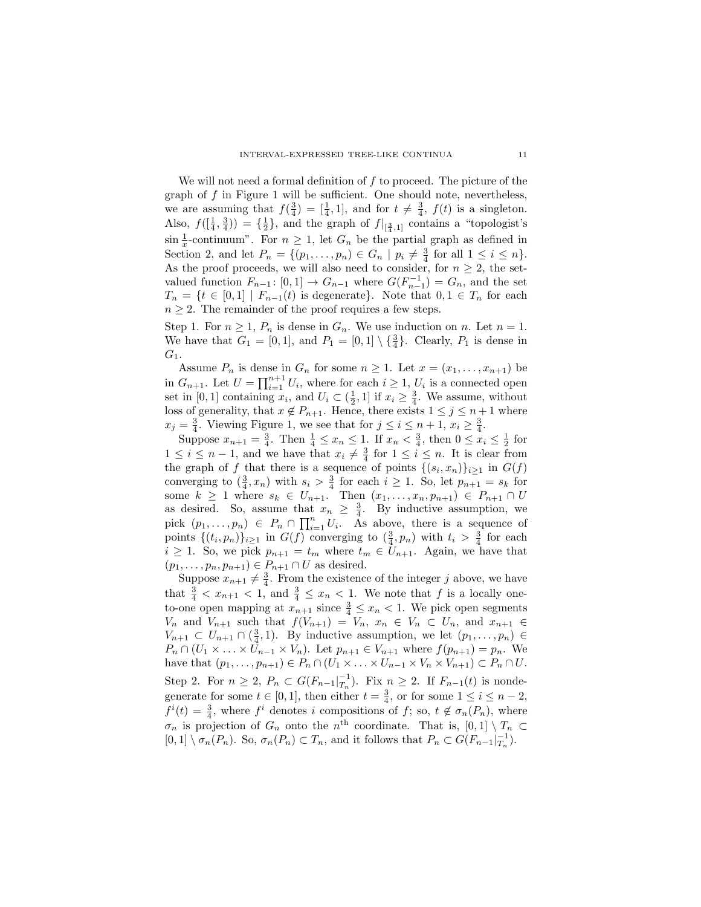We will not need a formal definition of $f$ to proceed. The picture of the graph of $f$ in Figure 1 will be sufficient. One should note, nevertheless, we are assuming that $f(\frac{3}{4}) = [\frac{1}{4}, 1]$, and for $t \neq \frac{3}{4}$, $f(t)$ is a singleton. Also, $f([\frac{1}{4}, \frac{3}{4})) = \{\frac{1}{2}\}$, and the graph of $f|_{[\frac{3}{4},1]}$ contains a "topologist's $\sin\frac{1}{x}$-continuum". For $n \geq 1$, let $G_n$ be the partial graph as defined in Section 2, and let $P_n = \{(p_1, \ldots, p_n) \in G_n \mid p_i \neq \frac{3}{4} \text{ for all } 1 \leq i \leq n\}$. As the proof proceeds, we will also need to consider, for $n \geq 2$, the set-valued function $F_{n-1} \colon [0,1] \to G_{n-1}$ where $G(F_{n-1}^{-1}) = G_n$, and the set $T_n = \{t \in [0,1] \mid F_{n-1}(t) \text{ is degenerate}\}$. Note that $0, 1 \in T_n$ for each $n \geq 2$. The remainder of the proof requires a few steps.

Step 1. For $n \geq 1$, $P_n$ is dense in $G_n$. We use induction on $n$. Let $n = 1$. We have that $G_1 = [0,1]$, and $P_1 = [0,1] \setminus \{\frac{3}{4}\}$. Clearly, $P_1$ is dense in $G_1$.

Assume $P_n$ is dense in $G_n$ for some $n \geq 1$. Let $x = (x_1, \ldots, x_{n+1})$ be in $G_{n+1}$. Let $U = \prod_{i=1}^{n+1} U_i$, where for each $i \geq 1$, $U_i$ is a connected open set in $[0,1]$ containing $x_i$, and $U_i \subset (\frac{1}{2}, 1]$ if $x_i \geq \frac{3}{4}$. We assume, without loss of generality, that $x \notin P_{n+1}$. Hence, there exists $1 \leq j \leq n+1$ where $x_j = \frac{3}{4}$. Viewing Figure 1, we see that for $j \leq i \leq n+1$, $x_i \geq \frac{3}{4}$.

Suppose $x_{n+1} = \frac{3}{4}$. Then $\frac{1}{4} \leq x_n \leq 1$. If $x_n < \frac{3}{4}$, then $0 \leq x_i \leq \frac{1}{2}$ for $1 \leq i \leq n-1$, and we have that $x_i \neq \frac{3}{4}$ for $1 \leq i \leq n$. It is clear from the graph of $f$ that there is a sequence of points $\{(s_i, x_n)\}_{i \geq 1}$ in $G(f)$ converging to $(\frac{3}{4}, x_n)$ with $s_i > \frac{3}{4}$ for each $i \geq 1$. So, let $p_{n+1} = s_k$ for some $k \geq 1$ where $s_k \in U_{n+1}$. Then $(x_1, \ldots, x_n, p_{n+1}) \in P_{n+1} \cap U$ as desired. So, assume that $x_n \geq \frac{3}{4}$. By inductive assumption, we pick $(p_1, \ldots, p_n) \in P_n \cap \prod_{i=1}^{n} U_i$. As above, there is a sequence of points $\{(t_i, p_n)\}_{i \geq 1}$ in $G(f)$ converging to $(\frac{3}{4}, p_n)$ with $t_i > \frac{3}{4}$ for each $i \geq 1$. So, we pick $p_{n+1} = t_m$ where $t_m \in U_{n+1}$. Again, we have that $(p_1, \ldots, p_n, p_{n+1}) \in P_{n+1} \cap U$ as desired.

Suppose $x_{n+1} \neq \frac{3}{4}$. From the existence of the integer $j$ above, we have that $\frac{3}{4} < x_{n+1} < 1$, and $\frac{3}{4} \leq x_n < 1$. We note that $f$ is a locally one-to-one open mapping at $x_{n+1}$ since $\frac{3}{4} \leq x_n < 1$. We pick open segments $V_n$ and $V_{n+1}$ such that $f(V_{n+1}) = V_n$, $x_n \in V_n \subset U_n$, and $x_{n+1} \in V_{n+1} \subset U_{n+1} \cap (\frac{3}{4}, 1)$. By inductive assumption, we let $(p_1, \ldots, p_n) \in P_n \cap (U_1 \times \ldots \times U_{n-1} \times V_n)$. Let $p_{n+1} \in V_{n+1}$ where $f(p_{n+1}) = p_n$. We have that $(p_1, \ldots, p_{n+1}) \in P_n \cap (U_1 \times \ldots \times U_{n-1} \times V_n \times V_{n+1}) \subset P_n \cap U$.

Step 2. For $n \geq 2$, $P_n \subset G(F_{n-1}|_{T_n}^{-1})$. Fix $n \geq 2$. If $F_{n-1}(t)$ is nondegenerate for some $t \in [0,1]$, then either $t = \frac{3}{4}$, or for some $1 \leq i \leq n-2$, $f^i(t) = \frac{3}{4}$, where $f^i$ denotes $i$ compositions of $f$; so, $t \notin \sigma_n(P_n)$, where $\sigma_n$ is projection of $G_n$ onto the $n^{\text{th}}$ coordinate. That is, $[0,1] \setminus T_n \subset [0,1] \setminus \sigma_n(P_n)$. So, $\sigma_n(P_n) \subset T_n$, and it follows that $P_n \subset G(F_{n-1}|_{T_n}^{-1})$.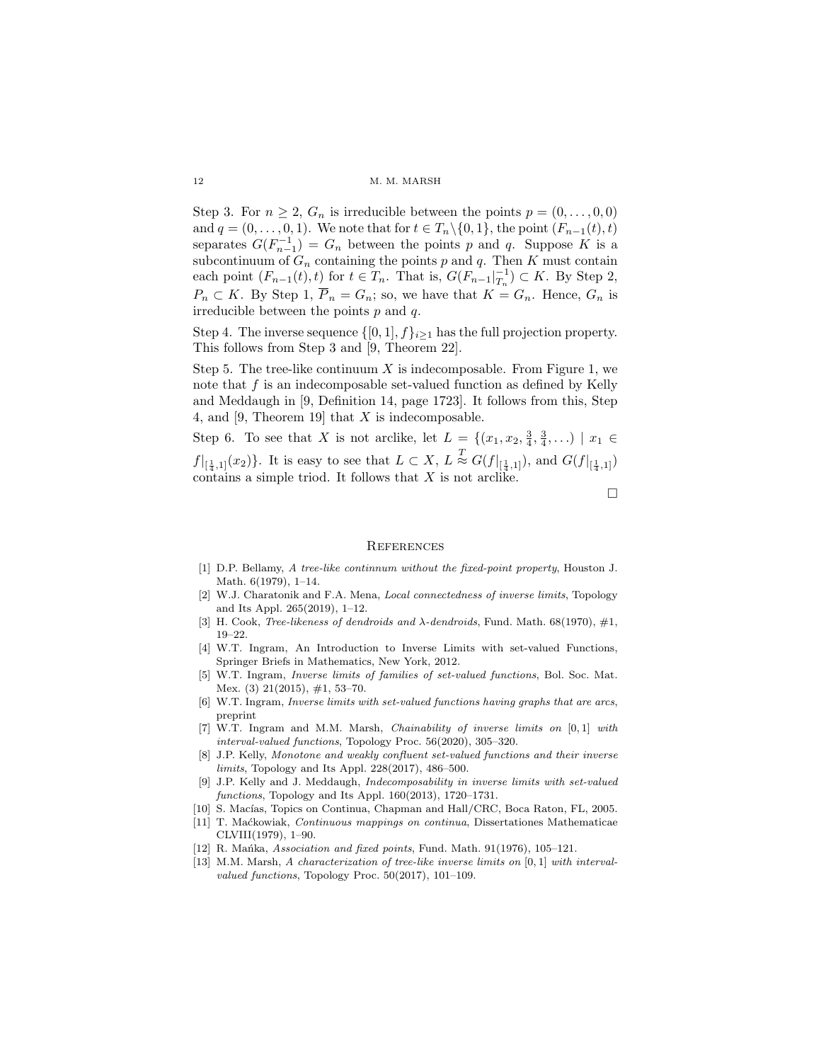Step 3. For $n \geq 2$, $G_n$ is irreducible between the points $p = (0, \ldots, 0, 0)$ and $q = (0, \ldots, 0, 1)$. We note that for $t \in T_n \backslash \{0, 1\}$, the point $(F_{n-1}(t), t)$ separates $G(F_{n-1}^{-1}) = G_n$ between the points $p$ and $q$. Suppose $K$ is a subcontinuum of $G_n$ containing the points $p$ and $q$. Then $K$ must contain each point $(F_{n-1}(t), t)$ for $t \in T_n$. That is, $G(F_{n-1}|_{T_n}^{-1}) \subset K$. By Step 2, $P_n \subset K$. By Step 1, $\overline{P}_n = G_n$; so, we have that $K = G_n$. Hence, $G_n$ is irreducible between the points $p$ and $q$.

Step 4. The inverse sequence $\{[0, 1], f\}_{i \geq 1}$ has the full projection property. This follows from Step 3 and [9, Theorem 22].

Step 5. The tree-like continuum $X$ is indecomposable. From Figure 1, we note that $f$ is an indecomposable set-valued function as defined by Kelly and Meddaugh in [9, Definition 14, page 1723]. It follows from this, Step 4, and [9, Theorem 19] that $X$ is indecomposable.

Step 6. To see that $X$ is not arclike, let $L = \{(x_1, x_2, \frac{3}{4}, \frac{3}{4}, \ldots) \mid x_1 \in f|_{[\frac{1}{4},1]}(x_2)\}$. It is easy to see that $L \subset X$, $L \overset{T}{\approx} G(f|_{[\frac{1}{4},1]})$, and $G(f|_{[\frac{1}{4},1]})$ contains a simple triod. It follows that $X$ is not arclike.

□

## References

[1] D.P. Bellamy, *A tree-like continnum without the fixed-point property*, Houston J. Math. 6(1979), 1–14.

[2] W.J. Charatonik and F.A. Mena, *Local connectedness of inverse limits*, Topology and Its Appl. 265(2019), 1–12.

[3] H. Cook, *Tree-likeness of dendroids and λ-dendroids*, Fund. Math. 68(1970), #1, 19–22.

[4] W.T. Ingram, An Introduction to Inverse Limits with set-valued Functions, Springer Briefs in Mathematics, New York, 2012.

[5] W.T. Ingram, *Inverse limits of families of set-valued functions*, Bol. Soc. Mat. Mex. (3) 21(2015), #1, 53–70.

[6] W.T. Ingram, *Inverse limits with set-valued functions having graphs that are arcs*, preprint

[7] W.T. Ingram and M.M. Marsh, *Chainability of inverse limits on* [0, 1] *with interval-valued functions*, Topology Proc. 56(2020), 305–320.

[8] J.P. Kelly, *Monotone and weakly confluent set-valued functions and their inverse limits*, Topology and Its Appl. 228(2017), 486–500.

[9] J.P. Kelly and J. Meddaugh, *Indecomposability in inverse limits with set-valued functions*, Topology and Its Appl. 160(2013), 1720–1731.

[10] S. Macías, Topics on Continua, Chapman and Hall/CRC, Boca Raton, FL, 2005.

[11] T. Maćkowiak, *Continuous mappings on continua*, Dissertationes Mathematicae CLVIII(1979), 1–90.

[12] R. Mańka, *Association and fixed points*, Fund. Math. 91(1976), 105–121.

[13] M.M. Marsh, *A characterization of tree-like inverse limits on* [0, 1] *with interval-valued functions*, Topology Proc. 50(2017), 101–109.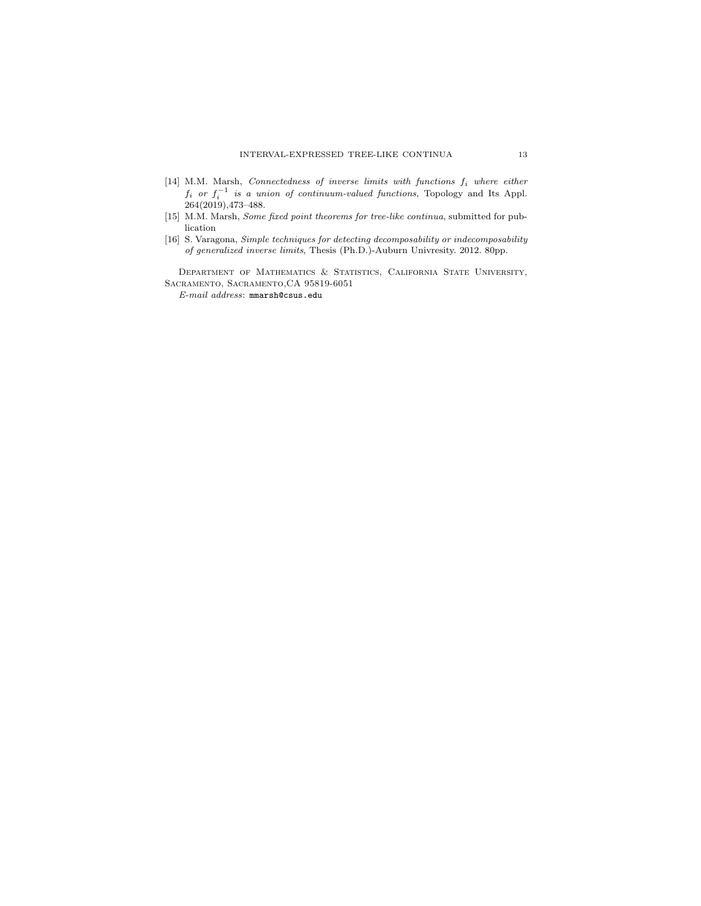[14] M.M. Marsh, *Connectedness of inverse limits with functions $f_i$ where either $f_i$ or $f_i^{-1}$ is a union of continuum-valued functions*, Topology and Its Appl. 264(2019),473–488.

[15] M.M. Marsh, *Some fixed point theorems for tree-like continua*, submitted for publication

[16] S. Varagona, *Simple techniques for detecting decomposability or indecomposability of generalized inverse limits*, Thesis (Ph.D.)-Auburn Univresity. 2012. 80pp.

Department of Mathematics & Statistics, California State University, Sacramento, Sacramento,CA 95819-6051

*E-mail address*: mmarsh@csus.edu